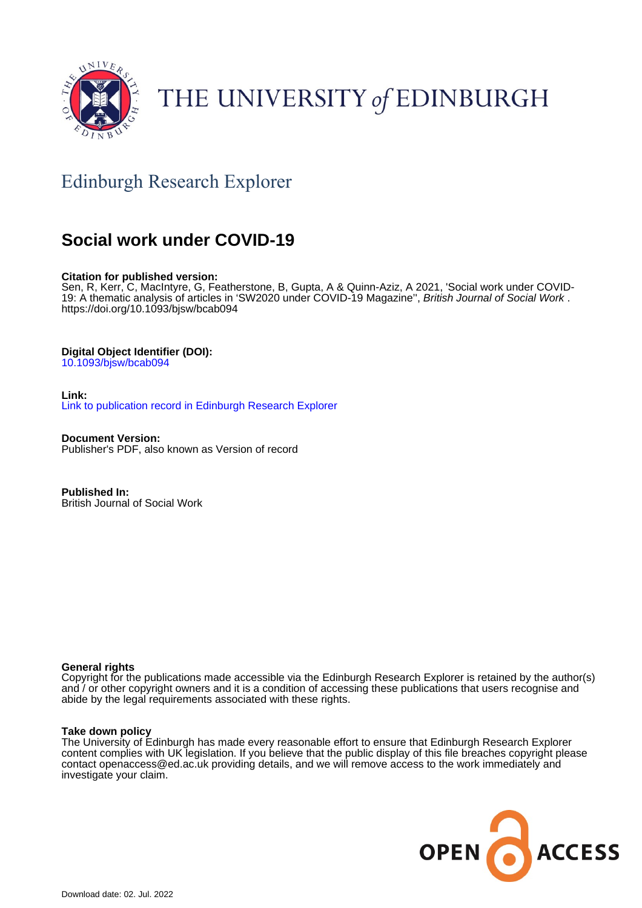THE UNIVERSITY *of* EDINBURGH

Edinburgh Research Explorer

# Social work under COVID-19

**Citation for published version:**
Sen, R, Kerr, C, MacIntyre, G, Featherstone, B, Gupta, A & Quinn-Aziz, A 2021, 'Social work under COVID-19: A thematic analysis of articles in 'SW2020 under COVID-19 Magazine'', *British Journal of Social Work* . https://doi.org/10.1093/bjsw/bcab094

**Digital Object Identifier (DOI):**
10.1093/bjsw/bcab094

**Link:**
Link to publication record in Edinburgh Research Explorer

**Document Version:**
Publisher's PDF, also known as Version of record

**Published In:**
British Journal of Social Work

**General rights**
Copyright for the publications made accessible via the Edinburgh Research Explorer is retained by the author(s) and / or other copyright owners and it is a condition of accessing these publications that users recognise and abide by the legal requirements associated with these rights.

**Take down policy**
The University of Edinburgh has made every reasonable effort to ensure that Edinburgh Research Explorer content complies with UK legislation. If you believe that the public display of this file breaches copyright please contact openaccess@ed.ac.uk providing details, and we will remove access to the work immediately and investigate your claim.

OPEN ACCESS

Download date: 02. Jul. 2022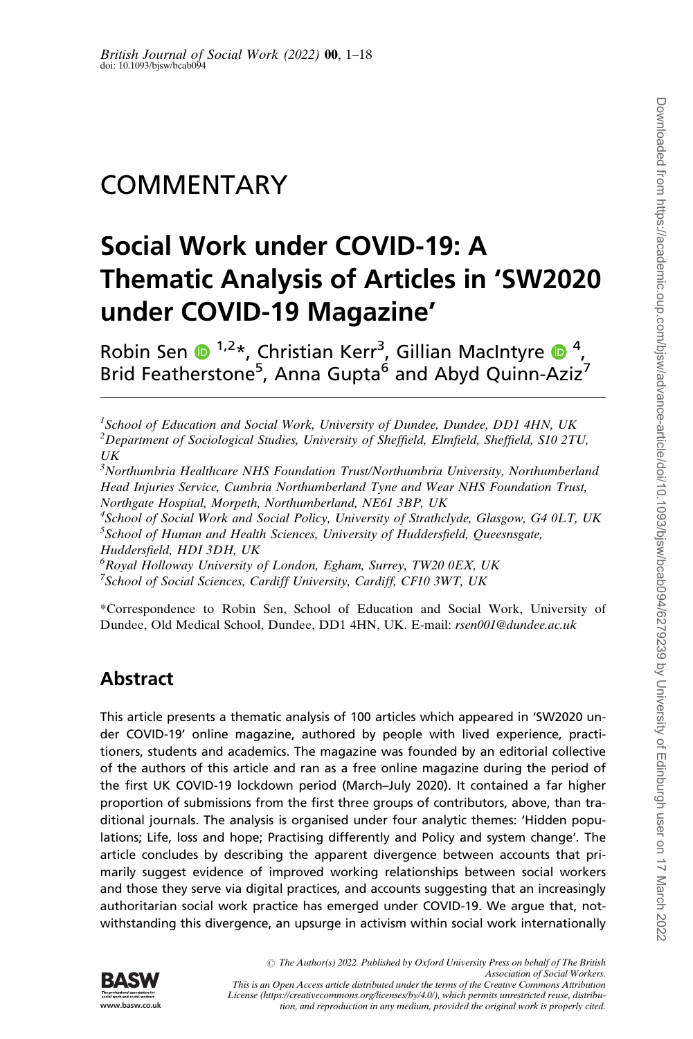# COMMENTARY

# Social Work under COVID-19: A Thematic Analysis of Articles in 'SW2020 under COVID-19 Magazine'

Robin Sen [1,2]*, Christian Kerr[3], Gillian MacIntyre [4], Brid Featherstone[5], Anna Gupta[6] and Abyd Quinn-Aziz[7]

[1]*School of Education and Social Work, University of Dundee, Dundee, DD1 4HN, UK*
[2]*Department of Sociological Studies, University of Sheffield, Elmfield, Sheffield, S10 2TU, UK*
[3]*Northumbria Healthcare NHS Foundation Trust/Northumbria University, Northumberland Head Injuries Service, Cumbria Northumberland Tyne and Wear NHS Foundation Trust, Northgate Hospital, Morpeth, Northumberland, NE61 3BP, UK*
[4]*School of Social Work and Social Policy, University of Strathclyde, Glasgow, G4 0LT, UK*
[5]*School of Human and Health Sciences, University of Huddersfield, Queesnsgate, Huddersfield, HDI 3DH, UK*
[6]*Royal Holloway University of London, Egham, Surrey, TW20 0EX, UK*
[7]*School of Social Sciences, Cardiff University, Cardiff, CF10 3WT, UK*

*Correspondence to Robin Sen, School of Education and Social Work, University of Dundee, Old Medical School, Dundee, DD1 4HN, UK. E-mail: *rsen001@dundee.ac.uk*

## Abstract

This article presents a thematic analysis of 100 articles which appeared in 'SW2020 under COVID-19' online magazine, authored by people with lived experience, practitioners, students and academics. The magazine was founded by an editorial collective of the authors of this article and ran as a free online magazine during the period of the first UK COVID-19 lockdown period (March–July 2020). It contained a far higher proportion of submissions from the first three groups of contributors, above, than traditional journals. The analysis is organised under four analytic themes: 'Hidden populations; Life, loss and hope; Practising differently and Policy and system change'. The article concludes by describing the apparent divergence between accounts that primarily suggest evidence of improved working relationships between social workers and those they serve via digital practices, and accounts suggesting that an increasingly authoritarian social work practice has emerged under COVID-19. We argue that, notwithstanding this divergence, an upsurge in activism within social work internationally

© The Author(s) 2022. Published by Oxford University Press on behalf of The British Association of Social Workers.
This is an Open Access article distributed under the terms of the Creative Commons Attribution License (https://creativecommons.org/licenses/by/4.0/), which permits unrestricted reuse, distribution, and reproduction in any medium, provided the original work is properly cited.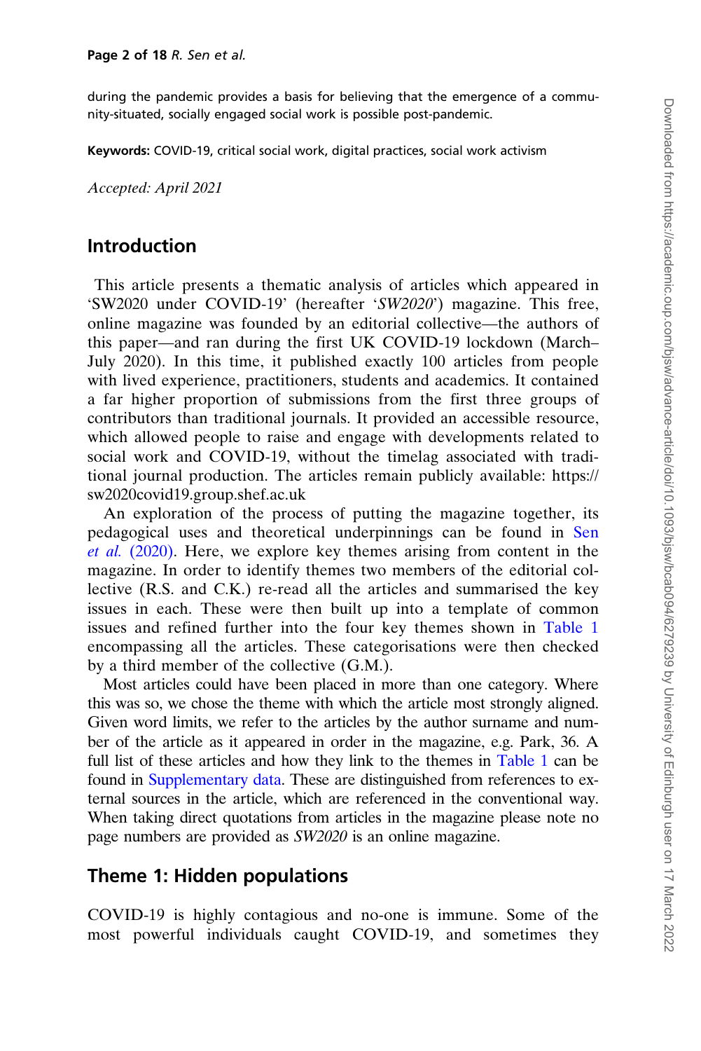during the pandemic provides a basis for believing that the emergence of a community-situated, socially engaged social work is possible post-pandemic.

**Keywords:** COVID-19, critical social work, digital practices, social work activism

*Accepted: April 2021*

## Introduction

This article presents a thematic analysis of articles which appeared in 'SW2020 under COVID-19' (hereafter '*SW2020*') magazine. This free, online magazine was founded by an editorial collective—the authors of this paper—and ran during the first UK COVID-19 lockdown (March–July 2020). In this time, it published exactly 100 articles from people with lived experience, practitioners, students and academics. It contained a far higher proportion of submissions from the first three groups of contributors than traditional journals. It provided an accessible resource, which allowed people to raise and engage with developments related to social work and COVID-19, without the timelag associated with traditional journal production. The articles remain publicly available: https://sw2020covid19.group.shef.ac.uk

An exploration of the process of putting the magazine together, its pedagogical uses and theoretical underpinnings can be found in Sen *et al.* (2020). Here, we explore key themes arising from content in the magazine. In order to identify themes two members of the editorial collective (R.S. and C.K.) re-read all the articles and summarised the key issues in each. These were then built up into a template of common issues and refined further into the four key themes shown in Table 1 encompassing all the articles. These categorisations were then checked by a third member of the collective (G.M.).

Most articles could have been placed in more than one category. Where this was so, we chose the theme with which the article most strongly aligned. Given word limits, we refer to the articles by the author surname and number of the article as it appeared in order in the magazine, e.g. Park, 36. A full list of these articles and how they link to the themes in Table 1 can be found in Supplementary data. These are distinguished from references to external sources in the article, which are referenced in the conventional way. When taking direct quotations from articles in the magazine please note no page numbers are provided as *SW2020* is an online magazine.

## Theme 1: Hidden populations

COVID-19 is highly contagious and no-one is immune. Some of the most powerful individuals caught COVID-19, and sometimes they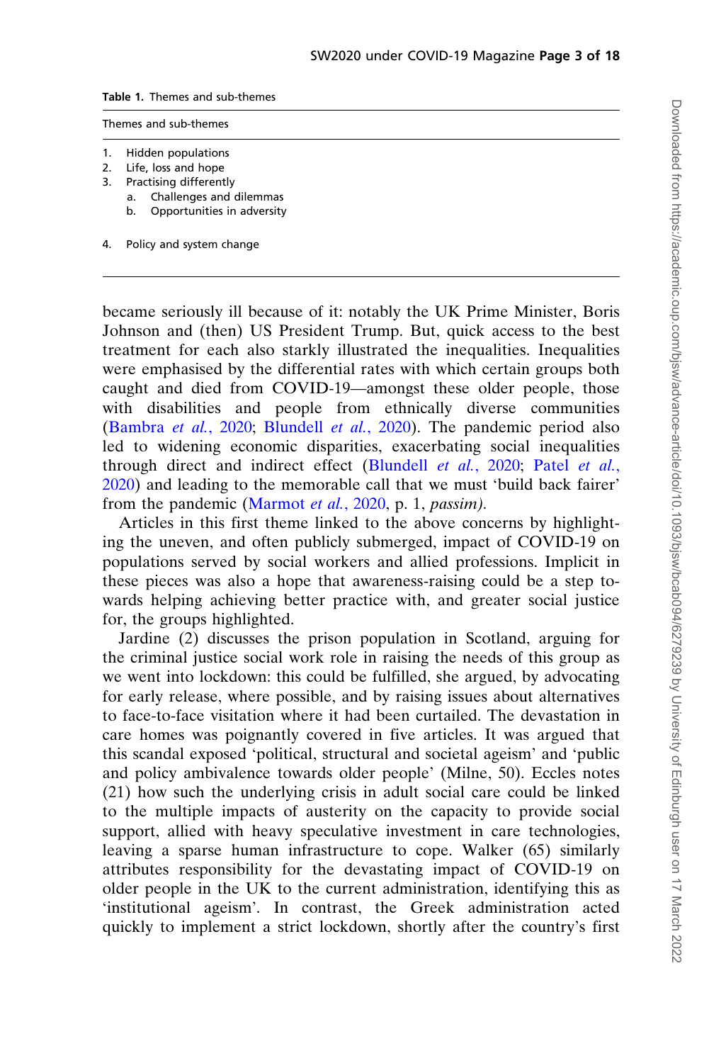**Table 1.** Themes and sub-themes

| Themes and sub-themes |
|---|
| 1. Hidden populations |
| 2. Life, loss and hope |
| 3. Practising differently |
| a. Challenges and dilemmas |
| b. Opportunities in adversity |
| 4. Policy and system change |

became seriously ill because of it: notably the UK Prime Minister, Boris Johnson and (then) US President Trump. But, quick access to the best treatment for each also starkly illustrated the inequalities. Inequalities were emphasised by the differential rates with which certain groups both caught and died from COVID-19—amongst these older people, those with disabilities and people from ethnically diverse communities (Bambra *et al.*, 2020; Blundell *et al.*, 2020). The pandemic period also led to widening economic disparities, exacerbating social inequalities through direct and indirect effect (Blundell *et al.*, 2020; Patel *et al.*, 2020) and leading to the memorable call that we must 'build back fairer' from the pandemic (Marmot *et al.*, 2020, p. 1, *passim).*

Articles in this first theme linked to the above concerns by highlighting the uneven, and often publicly submerged, impact of COVID-19 on populations served by social workers and allied professions. Implicit in these pieces was also a hope that awareness-raising could be a step towards helping achieving better practice with, and greater social justice for, the groups highlighted.

Jardine (2) discusses the prison population in Scotland, arguing for the criminal justice social work role in raising the needs of this group as we went into lockdown: this could be fulfilled, she argued, by advocating for early release, where possible, and by raising issues about alternatives to face-to-face visitation where it had been curtailed. The devastation in care homes was poignantly covered in five articles. It was argued that this scandal exposed 'political, structural and societal ageism' and 'public and policy ambivalence towards older people' (Milne, 50). Eccles notes (21) how such the underlying crisis in adult social care could be linked to the multiple impacts of austerity on the capacity to provide social support, allied with heavy speculative investment in care technologies, leaving a sparse human infrastructure to cope. Walker (65) similarly attributes responsibility for the devastating impact of COVID-19 on older people in the UK to the current administration, identifying this as 'institutional ageism'. In contrast, the Greek administration acted quickly to implement a strict lockdown, shortly after the country's first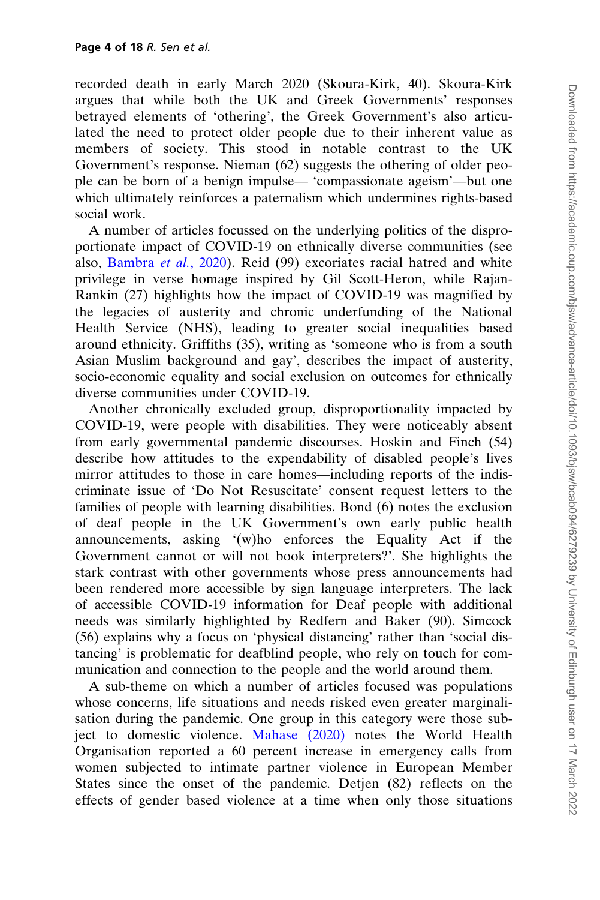recorded death in early March 2020 (Skoura-Kirk, 40). Skoura-Kirk argues that while both the UK and Greek Governments' responses betrayed elements of 'othering', the Greek Government's also articulated the need to protect older people due to their inherent value as members of society. This stood in notable contrast to the UK Government's response. Nieman (62) suggests the othering of older people can be born of a benign impulse— 'compassionate ageism'—but one which ultimately reinforces a paternalism which undermines rights-based social work.

A number of articles focussed on the underlying politics of the disproportionate impact of COVID-19 on ethnically diverse communities (see also, Bambra *et al.*, 2020). Reid (99) excoriates racial hatred and white privilege in verse homage inspired by Gil Scott-Heron, while Rajan-Rankin (27) highlights how the impact of COVID-19 was magnified by the legacies of austerity and chronic underfunding of the National Health Service (NHS), leading to greater social inequalities based around ethnicity. Griffiths (35), writing as 'someone who is from a south Asian Muslim background and gay', describes the impact of austerity, socio-economic equality and social exclusion on outcomes for ethnically diverse communities under COVID-19.

Another chronically excluded group, disproportionality impacted by COVID-19, were people with disabilities. They were noticeably absent from early governmental pandemic discourses. Hoskin and Finch (54) describe how attitudes to the expendability of disabled people's lives mirror attitudes to those in care homes—including reports of the indiscriminate issue of 'Do Not Resuscitate' consent request letters to the families of people with learning disabilities. Bond (6) notes the exclusion of deaf people in the UK Government's own early public health announcements, asking '(w)ho enforces the Equality Act if the Government cannot or will not book interpreters?'. She highlights the stark contrast with other governments whose press announcements had been rendered more accessible by sign language interpreters. The lack of accessible COVID-19 information for Deaf people with additional needs was similarly highlighted by Redfern and Baker (90). Simcock (56) explains why a focus on 'physical distancing' rather than 'social distancing' is problematic for deafblind people, who rely on touch for communication and connection to the people and the world around them.

A sub-theme on which a number of articles focused was populations whose concerns, life situations and needs risked even greater marginalisation during the pandemic. One group in this category were those subject to domestic violence. Mahase (2020) notes the World Health Organisation reported a 60 percent increase in emergency calls from women subjected to intimate partner violence in European Member States since the onset of the pandemic. Detjen (82) reflects on the effects of gender based violence at a time when only those situations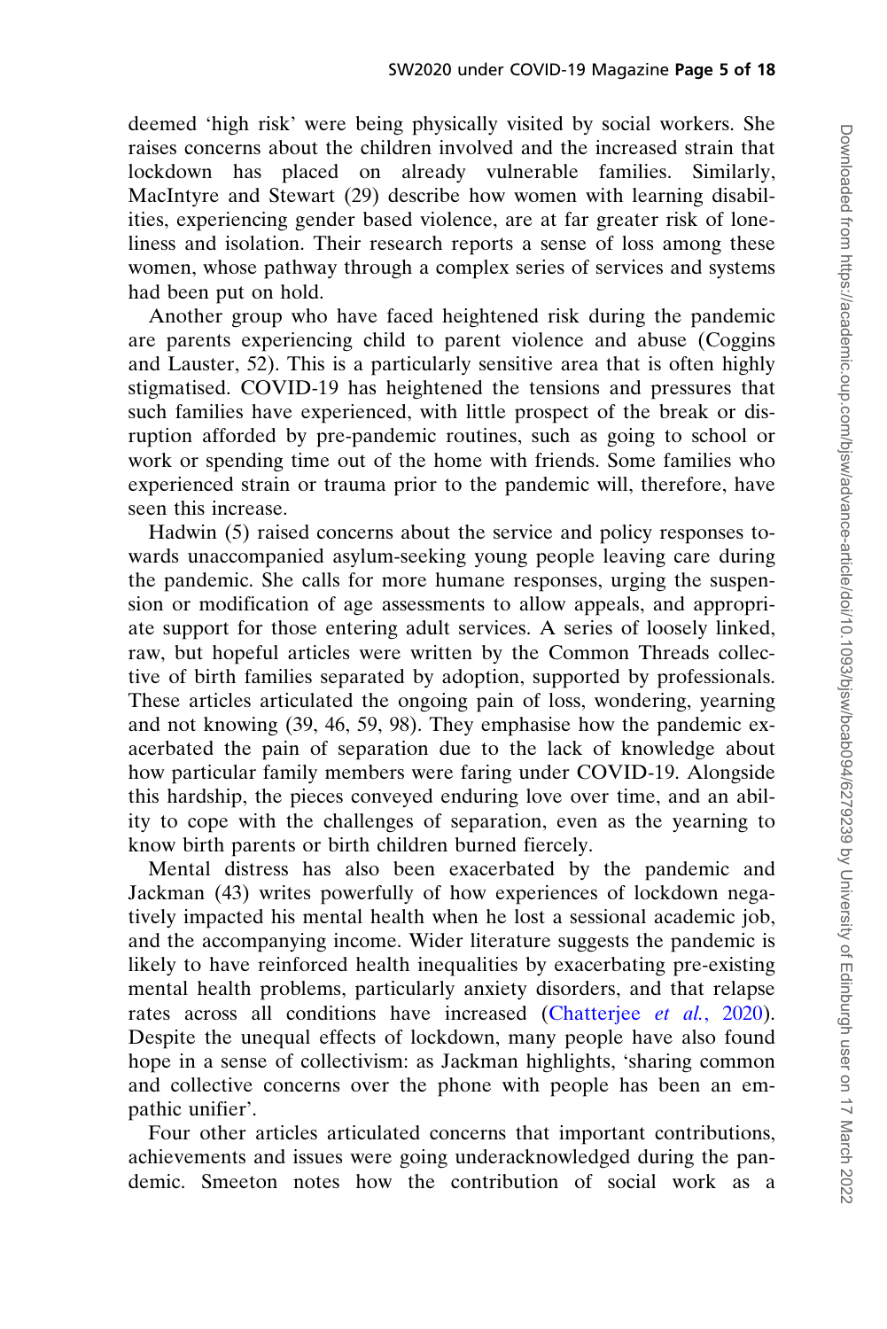deemed 'high risk' were being physically visited by social workers. She raises concerns about the children involved and the increased strain that lockdown has placed on already vulnerable families. Similarly, MacIntyre and Stewart (29) describe how women with learning disabilities, experiencing gender based violence, are at far greater risk of loneliness and isolation. Their research reports a sense of loss among these women, whose pathway through a complex series of services and systems had been put on hold.

Another group who have faced heightened risk during the pandemic are parents experiencing child to parent violence and abuse (Coggins and Lauster, 52). This is a particularly sensitive area that is often highly stigmatised. COVID-19 has heightened the tensions and pressures that such families have experienced, with little prospect of the break or disruption afforded by pre-pandemic routines, such as going to school or work or spending time out of the home with friends. Some families who experienced strain or trauma prior to the pandemic will, therefore, have seen this increase.

Hadwin (5) raised concerns about the service and policy responses towards unaccompanied asylum-seeking young people leaving care during the pandemic. She calls for more humane responses, urging the suspension or modification of age assessments to allow appeals, and appropriate support for those entering adult services. A series of loosely linked, raw, but hopeful articles were written by the Common Threads collective of birth families separated by adoption, supported by professionals. These articles articulated the ongoing pain of loss, wondering, yearning and not knowing (39, 46, 59, 98). They emphasise how the pandemic exacerbated the pain of separation due to the lack of knowledge about how particular family members were faring under COVID-19. Alongside this hardship, the pieces conveyed enduring love over time, and an ability to cope with the challenges of separation, even as the yearning to know birth parents or birth children burned fiercely.

Mental distress has also been exacerbated by the pandemic and Jackman (43) writes powerfully of how experiences of lockdown negatively impacted his mental health when he lost a sessional academic job, and the accompanying income. Wider literature suggests the pandemic is likely to have reinforced health inequalities by exacerbating pre-existing mental health problems, particularly anxiety disorders, and that relapse rates across all conditions have increased (Chatterjee *et al.*, 2020). Despite the unequal effects of lockdown, many people have also found hope in a sense of collectivism: as Jackman highlights, 'sharing common and collective concerns over the phone with people has been an empathic unifier'.

Four other articles articulated concerns that important contributions, achievements and issues were going underacknowledged during the pandemic. Smeeton notes how the contribution of social work as a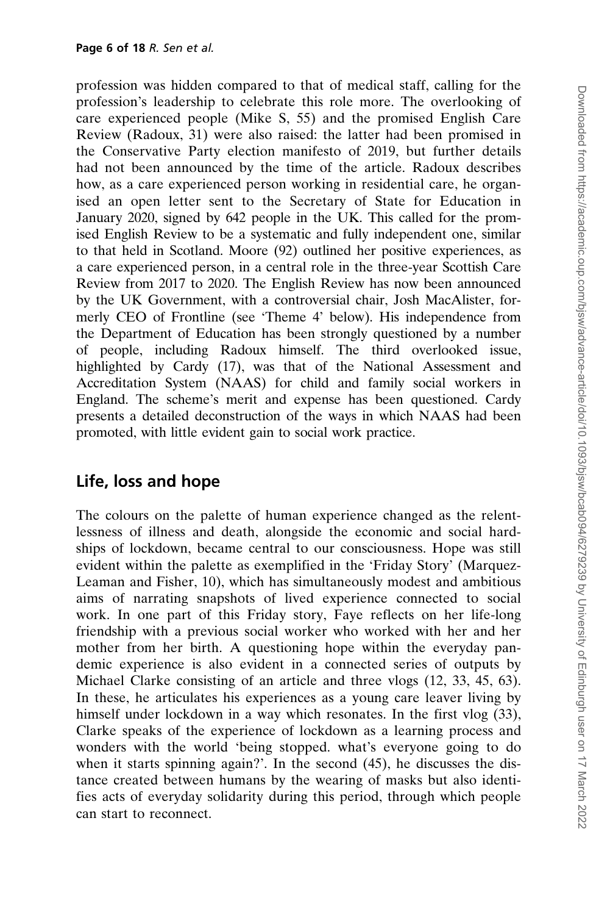profession was hidden compared to that of medical staff, calling for the profession's leadership to celebrate this role more. The overlooking of care experienced people (Mike S, 55) and the promised English Care Review (Radoux, 31) were also raised: the latter had been promised in the Conservative Party election manifesto of 2019, but further details had not been announced by the time of the article. Radoux describes how, as a care experienced person working in residential care, he organised an open letter sent to the Secretary of State for Education in January 2020, signed by 642 people in the UK. This called for the promised English Review to be a systematic and fully independent one, similar to that held in Scotland. Moore (92) outlined her positive experiences, as a care experienced person, in a central role in the three-year Scottish Care Review from 2017 to 2020. The English Review has now been announced by the UK Government, with a controversial chair, Josh MacAlister, formerly CEO of Frontline (see 'Theme 4' below). His independence from the Department of Education has been strongly questioned by a number of people, including Radoux himself. The third overlooked issue, highlighted by Cardy (17), was that of the National Assessment and Accreditation System (NAAS) for child and family social workers in England. The scheme's merit and expense has been questioned. Cardy presents a detailed deconstruction of the ways in which NAAS had been promoted, with little evident gain to social work practice.

## Life, loss and hope

The colours on the palette of human experience changed as the relentlessness of illness and death, alongside the economic and social hardships of lockdown, became central to our consciousness. Hope was still evident within the palette as exemplified in the 'Friday Story' (Marquez-Leaman and Fisher, 10), which has simultaneously modest and ambitious aims of narrating snapshots of lived experience connected to social work. In one part of this Friday story, Faye reflects on her life-long friendship with a previous social worker who worked with her and her mother from her birth. A questioning hope within the everyday pandemic experience is also evident in a connected series of outputs by Michael Clarke consisting of an article and three vlogs (12, 33, 45, 63). In these, he articulates his experiences as a young care leaver living by himself under lockdown in a way which resonates. In the first vlog (33), Clarke speaks of the experience of lockdown as a learning process and wonders with the world 'being stopped. what's everyone going to do when it starts spinning again?'. In the second (45), he discusses the distance created between humans by the wearing of masks but also identifies acts of everyday solidarity during this period, through which people can start to reconnect.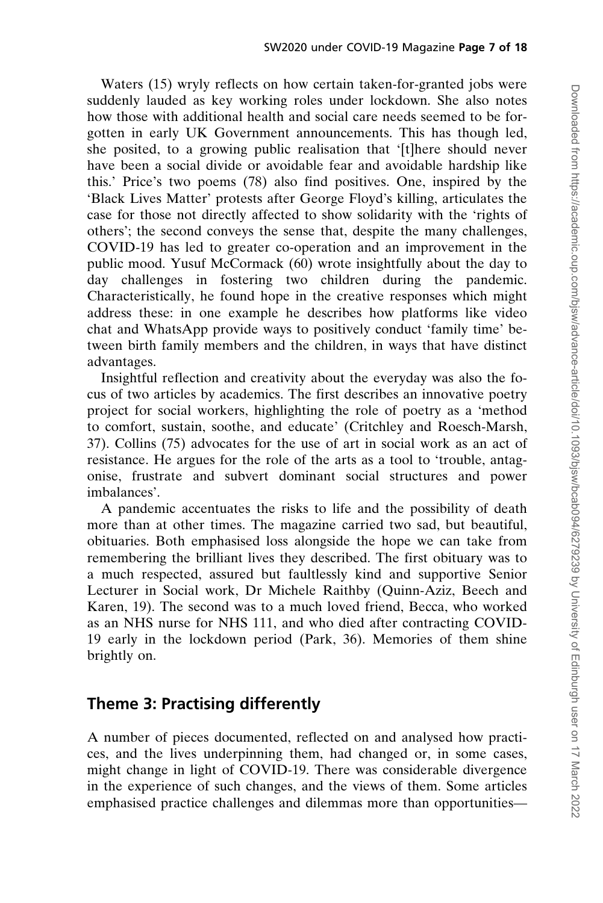Waters (15) wryly reflects on how certain taken-for-granted jobs were suddenly lauded as key working roles under lockdown. She also notes how those with additional health and social care needs seemed to be forgotten in early UK Government announcements. This has though led, she posited, to a growing public realisation that '[t]here should never have been a social divide or avoidable fear and avoidable hardship like this.' Price's two poems (78) also find positives. One, inspired by the 'Black Lives Matter' protests after George Floyd's killing, articulates the case for those not directly affected to show solidarity with the 'rights of others'; the second conveys the sense that, despite the many challenges, COVID-19 has led to greater co-operation and an improvement in the public mood. Yusuf McCormack (60) wrote insightfully about the day to day challenges in fostering two children during the pandemic. Characteristically, he found hope in the creative responses which might address these: in one example he describes how platforms like video chat and WhatsApp provide ways to positively conduct 'family time' between birth family members and the children, in ways that have distinct advantages.

Insightful reflection and creativity about the everyday was also the focus of two articles by academics. The first describes an innovative poetry project for social workers, highlighting the role of poetry as a 'method to comfort, sustain, soothe, and educate' (Critchley and Roesch-Marsh, 37). Collins (75) advocates for the use of art in social work as an act of resistance. He argues for the role of the arts as a tool to 'trouble, antagonise, frustrate and subvert dominant social structures and power imbalances'.

A pandemic accentuates the risks to life and the possibility of death more than at other times. The magazine carried two sad, but beautiful, obituaries. Both emphasised loss alongside the hope we can take from remembering the brilliant lives they described. The first obituary was to a much respected, assured but faultlessly kind and supportive Senior Lecturer in Social work, Dr Michele Raithby (Quinn-Aziz, Beech and Karen, 19). The second was to a much loved friend, Becca, who worked as an NHS nurse for NHS 111, and who died after contracting COVID-19 early in the lockdown period (Park, 36). Memories of them shine brightly on.

## Theme 3: Practising differently

A number of pieces documented, reflected on and analysed how practices, and the lives underpinning them, had changed or, in some cases, might change in light of COVID-19. There was considerable divergence in the experience of such changes, and the views of them. Some articles emphasised practice challenges and dilemmas more than opportunities—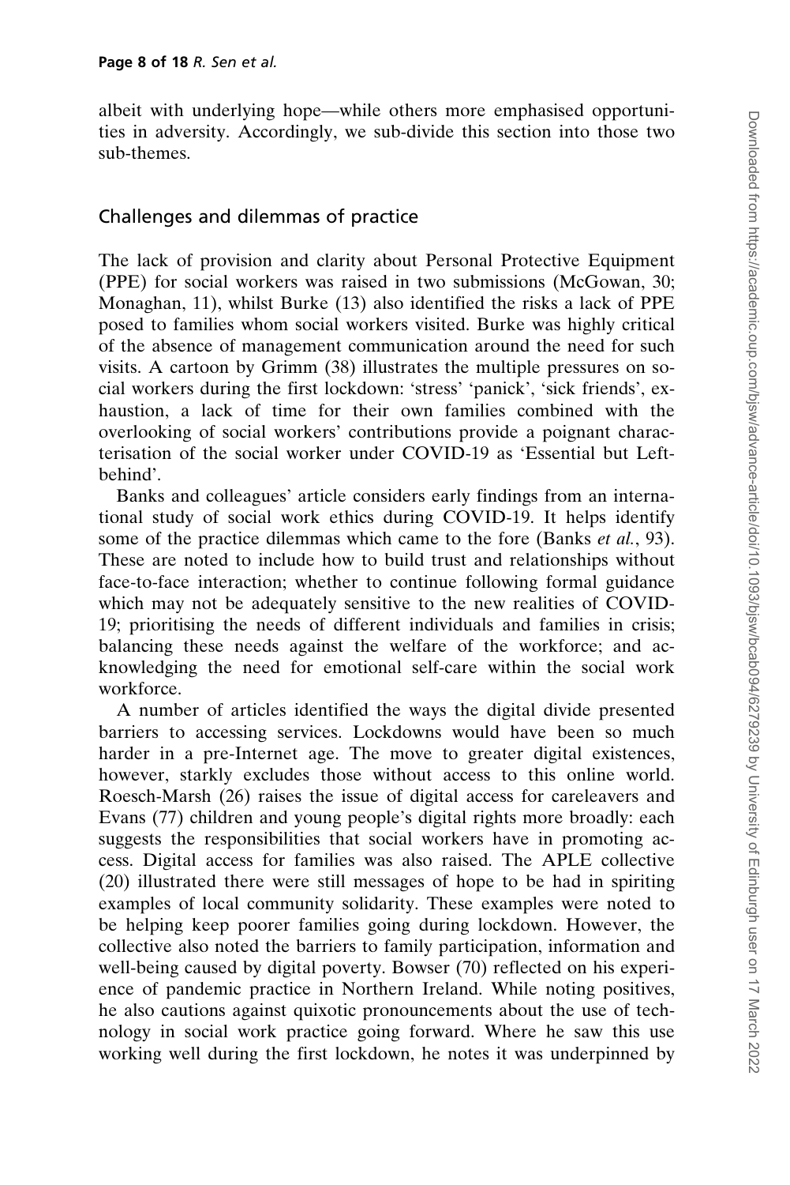albeit with underlying hope—while others more emphasised opportunities in adversity. Accordingly, we sub-divide this section into those two sub-themes.

## Challenges and dilemmas of practice

The lack of provision and clarity about Personal Protective Equipment (PPE) for social workers was raised in two submissions (McGowan, 30; Monaghan, 11), whilst Burke (13) also identified the risks a lack of PPE posed to families whom social workers visited. Burke was highly critical of the absence of management communication around the need for such visits. A cartoon by Grimm (38) illustrates the multiple pressures on social workers during the first lockdown: 'stress' 'panick', 'sick friends', exhaustion, a lack of time for their own families combined with the overlooking of social workers' contributions provide a poignant characterisation of the social worker under COVID-19 as 'Essential but Left-behind'.

Banks and colleagues' article considers early findings from an international study of social work ethics during COVID-19. It helps identify some of the practice dilemmas which came to the fore (Banks *et al.*, 93). These are noted to include how to build trust and relationships without face-to-face interaction; whether to continue following formal guidance which may not be adequately sensitive to the new realities of COVID-19; prioritising the needs of different individuals and families in crisis; balancing these needs against the welfare of the workforce; and acknowledging the need for emotional self-care within the social work workforce.

A number of articles identified the ways the digital divide presented barriers to accessing services. Lockdowns would have been so much harder in a pre-Internet age. The move to greater digital existences, however, starkly excludes those without access to this online world. Roesch-Marsh (26) raises the issue of digital access for careleavers and Evans (77) children and young people's digital rights more broadly: each suggests the responsibilities that social workers have in promoting access. Digital access for families was also raised. The APLE collective (20) illustrated there were still messages of hope to be had in spiriting examples of local community solidarity. These examples were noted to be helping keep poorer families going during lockdown. However, the collective also noted the barriers to family participation, information and well-being caused by digital poverty. Bowser (70) reflected on his experience of pandemic practice in Northern Ireland. While noting positives, he also cautions against quixotic pronouncements about the use of technology in social work practice going forward. Where he saw this use working well during the first lockdown, he notes it was underpinned by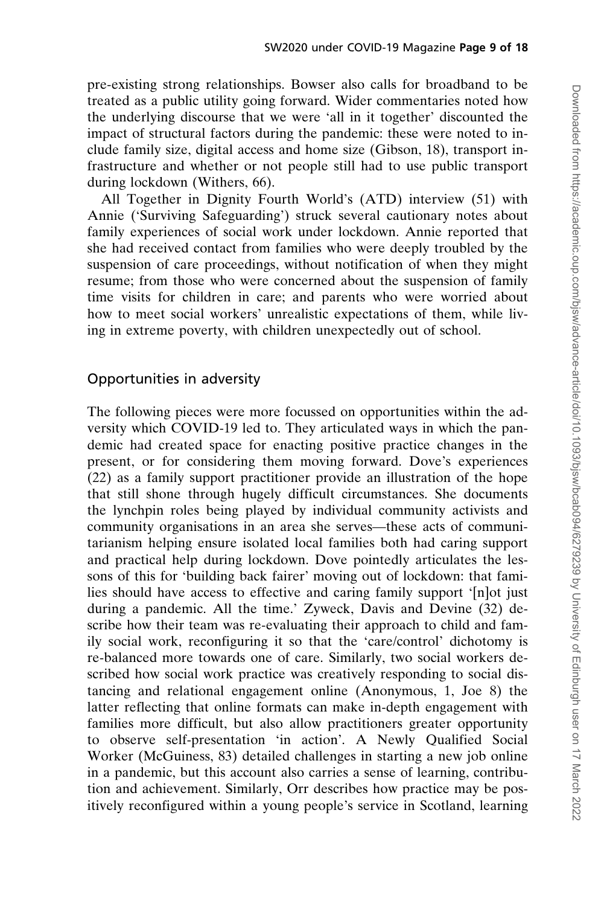pre-existing strong relationships. Bowser also calls for broadband to be treated as a public utility going forward. Wider commentaries noted how the underlying discourse that we were 'all in it together' discounted the impact of structural factors during the pandemic: these were noted to include family size, digital access and home size (Gibson, 18), transport infrastructure and whether or not people still had to use public transport during lockdown (Withers, 66).

All Together in Dignity Fourth World's (ATD) interview (51) with Annie ('Surviving Safeguarding') struck several cautionary notes about family experiences of social work under lockdown. Annie reported that she had received contact from families who were deeply troubled by the suspension of care proceedings, without notification of when they might resume; from those who were concerned about the suspension of family time visits for children in care; and parents who were worried about how to meet social workers' unrealistic expectations of them, while living in extreme poverty, with children unexpectedly out of school.

## Opportunities in adversity

The following pieces were more focussed on opportunities within the adversity which COVID-19 led to. They articulated ways in which the pandemic had created space for enacting positive practice changes in the present, or for considering them moving forward. Dove's experiences (22) as a family support practitioner provide an illustration of the hope that still shone through hugely difficult circumstances. She documents the lynchpin roles being played by individual community activists and community organisations in an area she serves—these acts of communitarianism helping ensure isolated local families both had caring support and practical help during lockdown. Dove pointedly articulates the lessons of this for 'building back fairer' moving out of lockdown: that families should have access to effective and caring family support '[n]ot just during a pandemic. All the time.' Zyweck, Davis and Devine (32) describe how their team was re-evaluating their approach to child and family social work, reconfiguring it so that the 'care/control' dichotomy is re-balanced more towards one of care. Similarly, two social workers described how social work practice was creatively responding to social distancing and relational engagement online (Anonymous, 1, Joe 8) the latter reflecting that online formats can make in-depth engagement with families more difficult, but also allow practitioners greater opportunity to observe self-presentation 'in action'. A Newly Qualified Social Worker (McGuiness, 83) detailed challenges in starting a new job online in a pandemic, but this account also carries a sense of learning, contribution and achievement. Similarly, Orr describes how practice may be positively reconfigured within a young people's service in Scotland, learning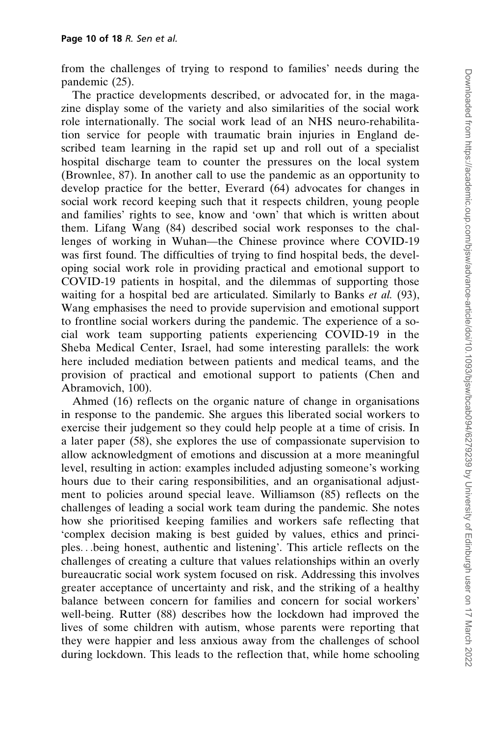from the challenges of trying to respond to families' needs during the pandemic (25).

The practice developments described, or advocated for, in the magazine display some of the variety and also similarities of the social work role internationally. The social work lead of an NHS neuro-rehabilitation service for people with traumatic brain injuries in England described team learning in the rapid set up and roll out of a specialist hospital discharge team to counter the pressures on the local system (Brownlee, 87). In another call to use the pandemic as an opportunity to develop practice for the better, Everard (64) advocates for changes in social work record keeping such that it respects children, young people and families' rights to see, know and 'own' that which is written about them. Lifang Wang (84) described social work responses to the challenges of working in Wuhan—the Chinese province where COVID-19 was first found. The difficulties of trying to find hospital beds, the developing social work role in providing practical and emotional support to COVID-19 patients in hospital, and the dilemmas of supporting those waiting for a hospital bed are articulated. Similarly to Banks *et al.* (93), Wang emphasises the need to provide supervision and emotional support to frontline social workers during the pandemic. The experience of a social work team supporting patients experiencing COVID-19 in the Sheba Medical Center, Israel, had some interesting parallels: the work here included mediation between patients and medical teams, and the provision of practical and emotional support to patients (Chen and Abramovich, 100).

Ahmed (16) reflects on the organic nature of change in organisations in response to the pandemic. She argues this liberated social workers to exercise their judgement so they could help people at a time of crisis. In a later paper (58), she explores the use of compassionate supervision to allow acknowledgment of emotions and discussion at a more meaningful level, resulting in action: examples included adjusting someone's working hours due to their caring responsibilities, and an organisational adjustment to policies around special leave. Williamson (85) reflects on the challenges of leading a social work team during the pandemic. She notes how she prioritised keeping families and workers safe reflecting that 'complex decision making is best guided by values, ethics and principles…being honest, authentic and listening'. This article reflects on the challenges of creating a culture that values relationships within an overly bureaucratic social work system focused on risk. Addressing this involves greater acceptance of uncertainty and risk, and the striking of a healthy balance between concern for families and concern for social workers' well-being. Rutter (88) describes how the lockdown had improved the lives of some children with autism, whose parents were reporting that they were happier and less anxious away from the challenges of school during lockdown. This leads to the reflection that, while home schooling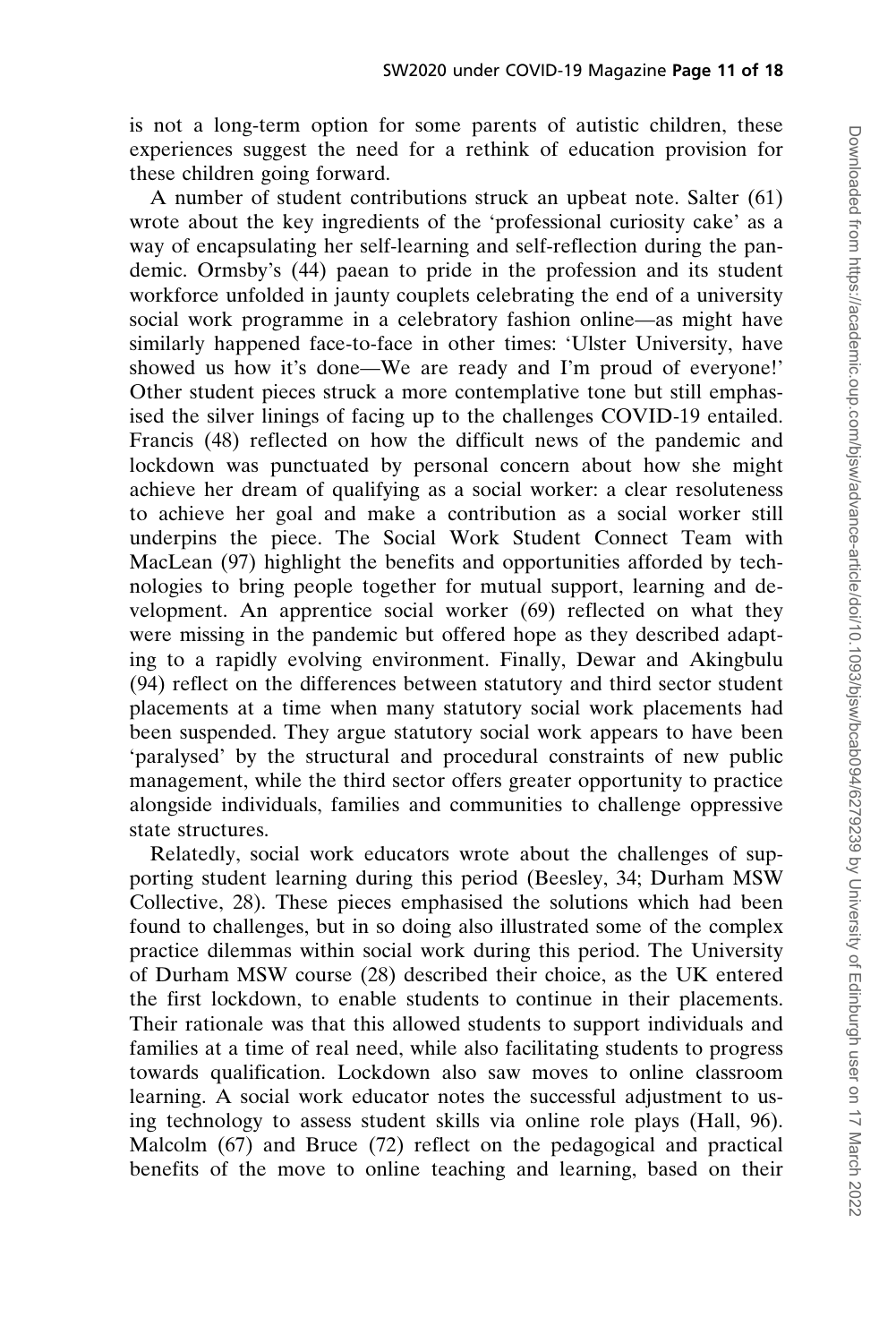is not a long-term option for some parents of autistic children, these experiences suggest the need for a rethink of education provision for these children going forward.

A number of student contributions struck an upbeat note. Salter (61) wrote about the key ingredients of the 'professional curiosity cake' as a way of encapsulating her self-learning and self-reflection during the pandemic. Ormsby's (44) paean to pride in the profession and its student workforce unfolded in jaunty couplets celebrating the end of a university social work programme in a celebratory fashion online—as might have similarly happened face-to-face in other times: 'Ulster University, have showed us how it's done—We are ready and I'm proud of everyone!' Other student pieces struck a more contemplative tone but still emphasised the silver linings of facing up to the challenges COVID-19 entailed. Francis (48) reflected on how the difficult news of the pandemic and lockdown was punctuated by personal concern about how she might achieve her dream of qualifying as a social worker: a clear resoluteness to achieve her goal and make a contribution as a social worker still underpins the piece. The Social Work Student Connect Team with MacLean (97) highlight the benefits and opportunities afforded by technologies to bring people together for mutual support, learning and development. An apprentice social worker (69) reflected on what they were missing in the pandemic but offered hope as they described adapting to a rapidly evolving environment. Finally, Dewar and Akingbulu (94) reflect on the differences between statutory and third sector student placements at a time when many statutory social work placements had been suspended. They argue statutory social work appears to have been 'paralysed' by the structural and procedural constraints of new public management, while the third sector offers greater opportunity to practice alongside individuals, families and communities to challenge oppressive state structures.

Relatedly, social work educators wrote about the challenges of supporting student learning during this period (Beesley, 34; Durham MSW Collective, 28). These pieces emphasised the solutions which had been found to challenges, but in so doing also illustrated some of the complex practice dilemmas within social work during this period. The University of Durham MSW course (28) described their choice, as the UK entered the first lockdown, to enable students to continue in their placements. Their rationale was that this allowed students to support individuals and families at a time of real need, while also facilitating students to progress towards qualification. Lockdown also saw moves to online classroom learning. A social work educator notes the successful adjustment to using technology to assess student skills via online role plays (Hall, 96). Malcolm (67) and Bruce (72) reflect on the pedagogical and practical benefits of the move to online teaching and learning, based on their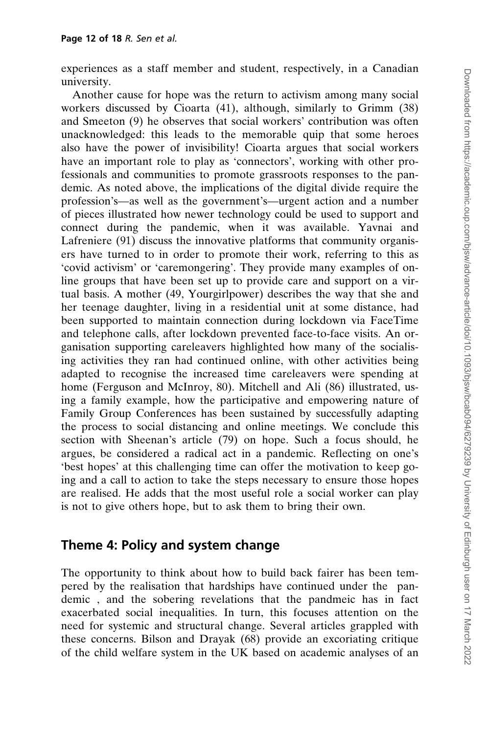experiences as a staff member and student, respectively, in a Canadian university.

Another cause for hope was the return to activism among many social workers discussed by Cioarta (41), although, similarly to Grimm (38) and Smeeton (9) he observes that social workers' contribution was often unacknowledged: this leads to the memorable quip that some heroes also have the power of invisibility! Cioarta argues that social workers have an important role to play as 'connectors', working with other professionals and communities to promote grassroots responses to the pandemic. As noted above, the implications of the digital divide require the profession's—as well as the government's—urgent action and a number of pieces illustrated how newer technology could be used to support and connect during the pandemic, when it was available. Yavnai and Lafreniere (91) discuss the innovative platforms that community organisers have turned to in order to promote their work, referring to this as 'covid activism' or 'caremongering'. They provide many examples of online groups that have been set up to provide care and support on a virtual basis. A mother (49, Yourgirlpower) describes the way that she and her teenage daughter, living in a residential unit at some distance, had been supported to maintain connection during lockdown via FaceTime and telephone calls, after lockdown prevented face-to-face visits. An organisation supporting careleavers highlighted how many of the socialising activities they ran had continued online, with other activities being adapted to recognise the increased time careleavers were spending at home (Ferguson and McInroy, 80). Mitchell and Ali (86) illustrated, using a family example, how the participative and empowering nature of Family Group Conferences has been sustained by successfully adapting the process to social distancing and online meetings. We conclude this section with Sheenan's article (79) on hope. Such a focus should, he argues, be considered a radical act in a pandemic. Reflecting on one's 'best hopes' at this challenging time can offer the motivation to keep going and a call to action to take the steps necessary to ensure those hopes are realised. He adds that the most useful role a social worker can play is not to give others hope, but to ask them to bring their own.

## Theme 4: Policy and system change

The opportunity to think about how to build back fairer has been tempered by the realisation that hardships have continued under the pandemic , and the sobering revelations that the pandmeic has in fact exacerbated social inequalities. In turn, this focuses attention on the need for systemic and structural change. Several articles grappled with these concerns. Bilson and Drayak (68) provide an excoriating critique of the child welfare system in the UK based on academic analyses of an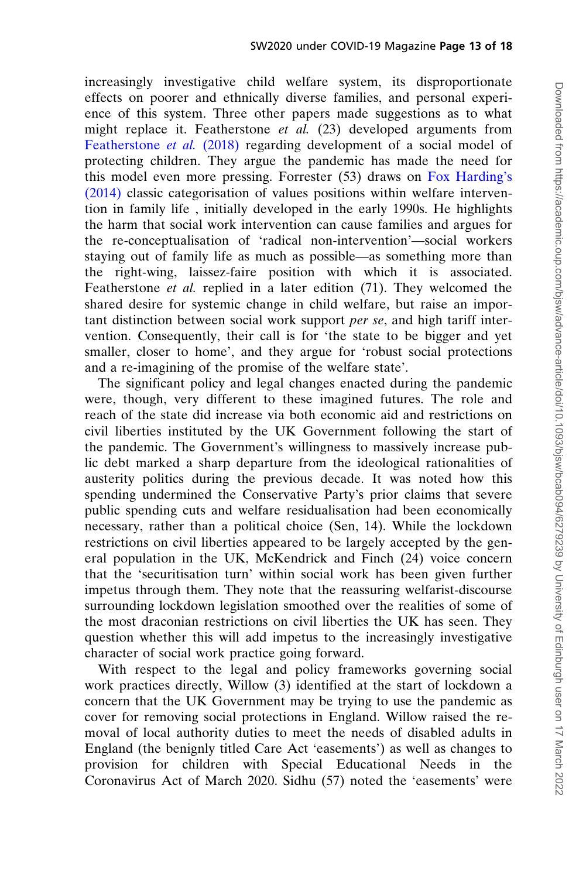increasingly investigative child welfare system, its disproportionate effects on poorer and ethnically diverse families, and personal experience of this system. Three other papers made suggestions as to what might replace it. Featherstone *et al.* (23) developed arguments from Featherstone *et al.* (2018) regarding development of a social model of protecting children. They argue the pandemic has made the need for this model even more pressing. Forrester (53) draws on Fox Harding's (2014) classic categorisation of values positions within welfare intervention in family life , initially developed in the early 1990s. He highlights the harm that social work intervention can cause families and argues for the re-conceptualisation of 'radical non-intervention'—social workers staying out of family life as much as possible—as something more than the right-wing, laissez-faire position with which it is associated. Featherstone *et al.* replied in a later edition (71). They welcomed the shared desire for systemic change in child welfare, but raise an important distinction between social work support *per se*, and high tariff intervention. Consequently, their call is for 'the state to be bigger and yet smaller, closer to home', and they argue for 'robust social protections and a re-imagining of the promise of the welfare state'.

The significant policy and legal changes enacted during the pandemic were, though, very different to these imagined futures. The role and reach of the state did increase via both economic aid and restrictions on civil liberties instituted by the UK Government following the start of the pandemic. The Government's willingness to massively increase public debt marked a sharp departure from the ideological rationalities of austerity politics during the previous decade. It was noted how this spending undermined the Conservative Party's prior claims that severe public spending cuts and welfare residualisation had been economically necessary, rather than a political choice (Sen, 14). While the lockdown restrictions on civil liberties appeared to be largely accepted by the general population in the UK, McKendrick and Finch (24) voice concern that the 'securitisation turn' within social work has been given further impetus through them. They note that the reassuring welfarist-discourse surrounding lockdown legislation smoothed over the realities of some of the most draconian restrictions on civil liberties the UK has seen. They question whether this will add impetus to the increasingly investigative character of social work practice going forward.

With respect to the legal and policy frameworks governing social work practices directly, Willow (3) identified at the start of lockdown a concern that the UK Government may be trying to use the pandemic as cover for removing social protections in England. Willow raised the removal of local authority duties to meet the needs of disabled adults in England (the benignly titled Care Act 'easements') as well as changes to provision for children with Special Educational Needs in the Coronavirus Act of March 2020. Sidhu (57) noted the 'easements' were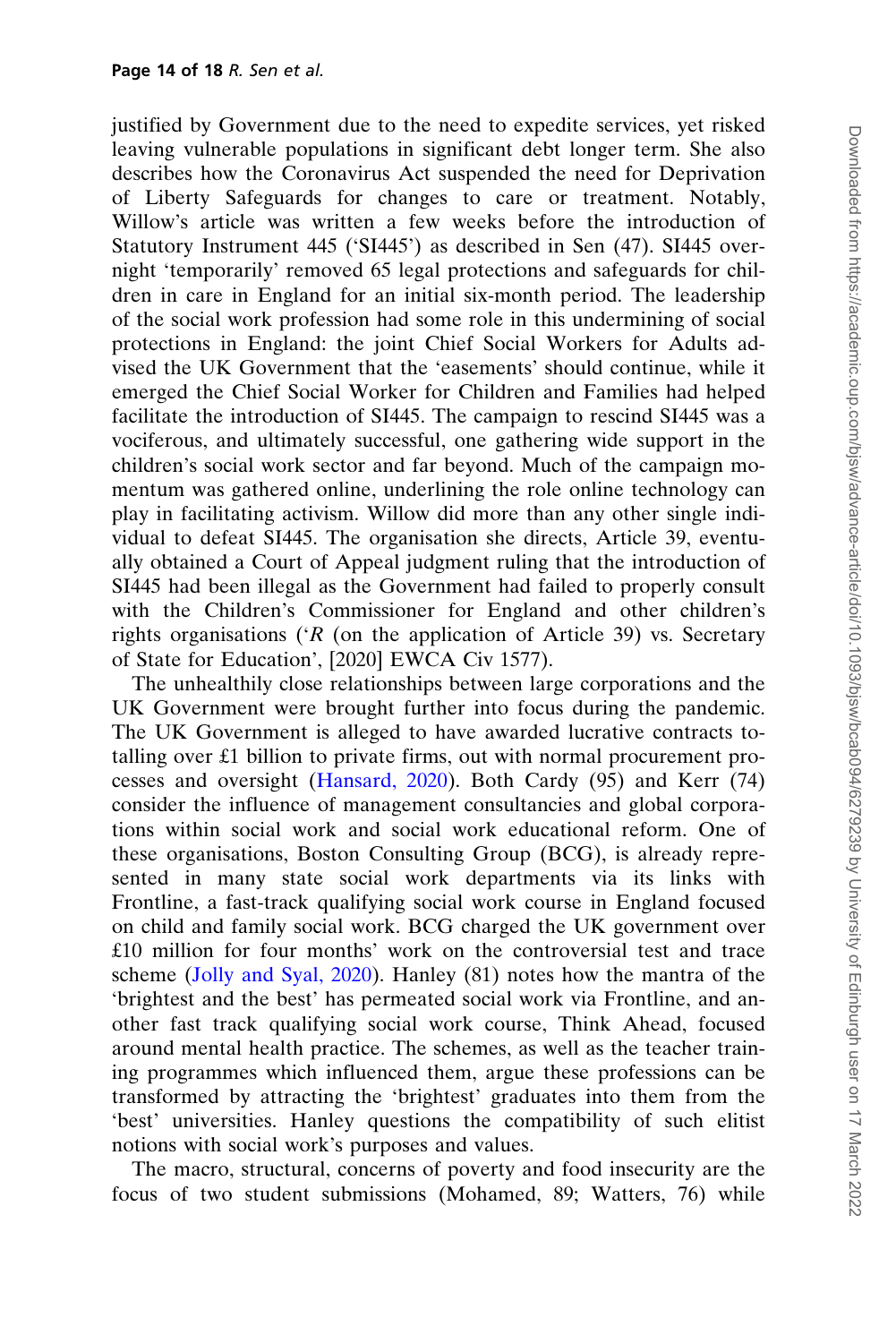justified by Government due to the need to expedite services, yet risked leaving vulnerable populations in significant debt longer term. She also describes how the Coronavirus Act suspended the need for Deprivation of Liberty Safeguards for changes to care or treatment. Notably, Willow's article was written a few weeks before the introduction of Statutory Instrument 445 ('SI445') as described in Sen (47). SI445 overnight 'temporarily' removed 65 legal protections and safeguards for children in care in England for an initial six-month period. The leadership of the social work profession had some role in this undermining of social protections in England: the joint Chief Social Workers for Adults advised the UK Government that the 'easements' should continue, while it emerged the Chief Social Worker for Children and Families had helped facilitate the introduction of SI445. The campaign to rescind SI445 was a vociferous, and ultimately successful, one gathering wide support in the children's social work sector and far beyond. Much of the campaign momentum was gathered online, underlining the role online technology can play in facilitating activism. Willow did more than any other single individual to defeat SI445. The organisation she directs, Article 39, eventually obtained a Court of Appeal judgment ruling that the introduction of SI445 had been illegal as the Government had failed to properly consult with the Children's Commissioner for England and other children's rights organisations ('*R* (on the application of Article 39) vs. Secretary of State for Education', [2020] EWCA Civ 1577).

The unhealthily close relationships between large corporations and the UK Government were brought further into focus during the pandemic. The UK Government is alleged to have awarded lucrative contracts totalling over £1 billion to private firms, out with normal procurement processes and oversight (Hansard, 2020). Both Cardy (95) and Kerr (74) consider the influence of management consultancies and global corporations within social work and social work educational reform. One of these organisations, Boston Consulting Group (BCG), is already represented in many state social work departments via its links with Frontline, a fast-track qualifying social work course in England focused on child and family social work. BCG charged the UK government over £10 million for four months' work on the controversial test and trace scheme (Jolly and Syal, 2020). Hanley (81) notes how the mantra of the 'brightest and the best' has permeated social work via Frontline, and another fast track qualifying social work course, Think Ahead, focused around mental health practice. The schemes, as well as the teacher training programmes which influenced them, argue these professions can be transformed by attracting the 'brightest' graduates into them from the 'best' universities. Hanley questions the compatibility of such elitist notions with social work's purposes and values.

The macro, structural, concerns of poverty and food insecurity are the focus of two student submissions (Mohamed, 89; Watters, 76) while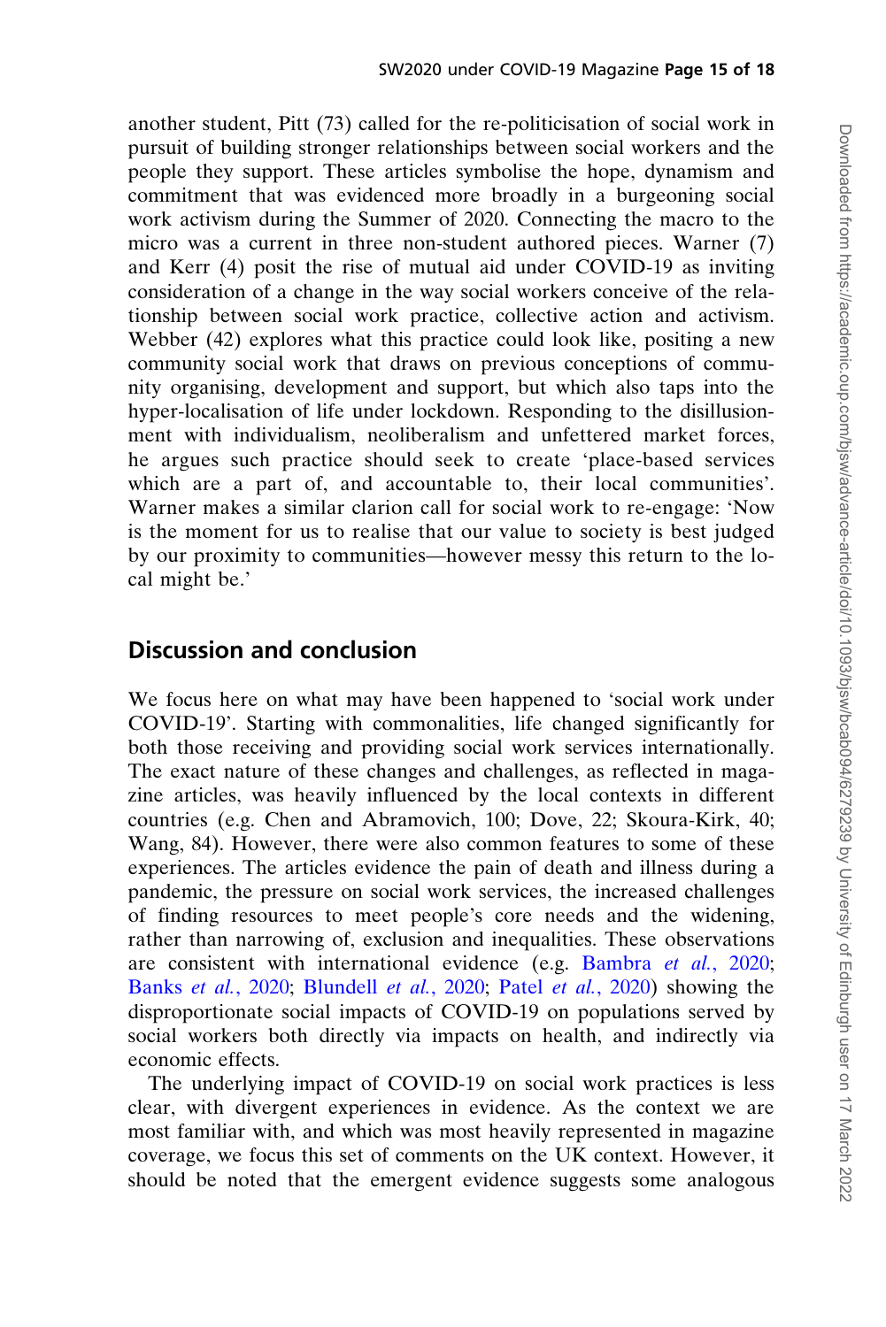another student, Pitt (73) called for the re-politicisation of social work in pursuit of building stronger relationships between social workers and the people they support. These articles symbolise the hope, dynamism and commitment that was evidenced more broadly in a burgeoning social work activism during the Summer of 2020. Connecting the macro to the micro was a current in three non-student authored pieces. Warner (7) and Kerr (4) posit the rise of mutual aid under COVID-19 as inviting consideration of a change in the way social workers conceive of the relationship between social work practice, collective action and activism. Webber (42) explores what this practice could look like, positing a new community social work that draws on previous conceptions of community organising, development and support, but which also taps into the hyper-localisation of life under lockdown. Responding to the disillusionment with individualism, neoliberalism and unfettered market forces, he argues such practice should seek to create 'place-based services which are a part of, and accountable to, their local communities'. Warner makes a similar clarion call for social work to re-engage: 'Now is the moment for us to realise that our value to society is best judged by our proximity to communities—however messy this return to the local might be.'

## Discussion and conclusion

We focus here on what may have been happened to 'social work under COVID-19'. Starting with commonalities, life changed significantly for both those receiving and providing social work services internationally. The exact nature of these changes and challenges, as reflected in magazine articles, was heavily influenced by the local contexts in different countries (e.g. Chen and Abramovich, 100; Dove, 22; Skoura-Kirk, 40; Wang, 84). However, there were also common features to some of these experiences. The articles evidence the pain of death and illness during a pandemic, the pressure on social work services, the increased challenges of finding resources to meet people's core needs and the widening, rather than narrowing of, exclusion and inequalities. These observations are consistent with international evidence (e.g. Bambra *et al.*, 2020; Banks *et al.*, 2020; Blundell *et al.*, 2020; Patel *et al.*, 2020) showing the disproportionate social impacts of COVID-19 on populations served by social workers both directly via impacts on health, and indirectly via economic effects.

The underlying impact of COVID-19 on social work practices is less clear, with divergent experiences in evidence. As the context we are most familiar with, and which was most heavily represented in magazine coverage, we focus this set of comments on the UK context. However, it should be noted that the emergent evidence suggests some analogous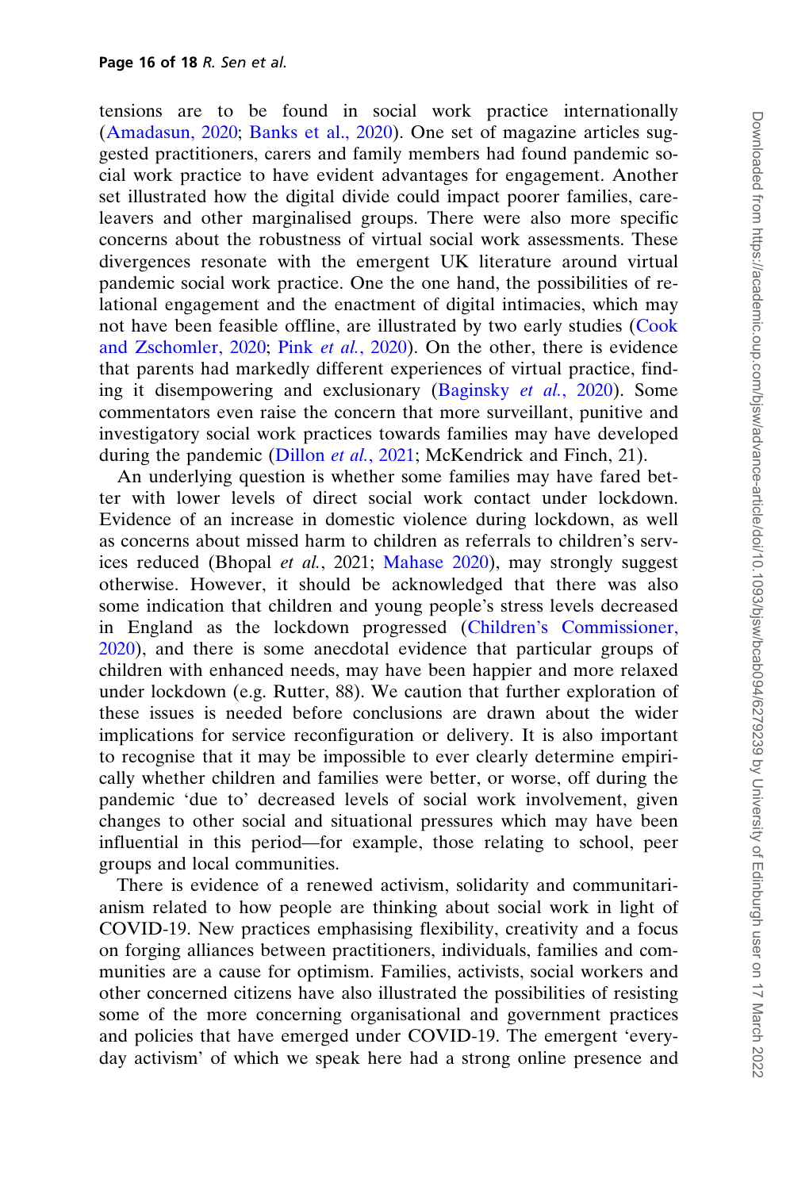tensions are to be found in social work practice internationally (Amadasun, 2020; Banks et al., 2020). One set of magazine articles suggested practitioners, carers and family members had found pandemic social work practice to have evident advantages for engagement. Another set illustrated how the digital divide could impact poorer families, care-leavers and other marginalised groups. There were also more specific concerns about the robustness of virtual social work assessments. These divergences resonate with the emergent UK literature around virtual pandemic social work practice. One the one hand, the possibilities of relational engagement and the enactment of digital intimacies, which may not have been feasible offline, are illustrated by two early studies (Cook and Zschomler, 2020; Pink *et al.*, 2020). On the other, there is evidence that parents had markedly different experiences of virtual practice, finding it disempowering and exclusionary (Baginsky *et al.*, 2020). Some commentators even raise the concern that more surveillant, punitive and investigatory social work practices towards families may have developed during the pandemic (Dillon *et al.*, 2021; McKendrick and Finch, 21).

An underlying question is whether some families may have fared better with lower levels of direct social work contact under lockdown. Evidence of an increase in domestic violence during lockdown, as well as concerns about missed harm to children as referrals to children's services reduced (Bhopal *et al.*, 2021; Mahase 2020), may strongly suggest otherwise. However, it should be acknowledged that there was also some indication that children and young people's stress levels decreased in England as the lockdown progressed (Children's Commissioner, 2020), and there is some anecdotal evidence that particular groups of children with enhanced needs, may have been happier and more relaxed under lockdown (e.g. Rutter, 88). We caution that further exploration of these issues is needed before conclusions are drawn about the wider implications for service reconfiguration or delivery. It is also important to recognise that it may be impossible to ever clearly determine empirically whether children and families were better, or worse, off during the pandemic 'due to' decreased levels of social work involvement, given changes to other social and situational pressures which may have been influential in this period—for example, those relating to school, peer groups and local communities.

There is evidence of a renewed activism, solidarity and communitarianism related to how people are thinking about social work in light of COVID-19. New practices emphasising flexibility, creativity and a focus on forging alliances between practitioners, individuals, families and communities are a cause for optimism. Families, activists, social workers and other concerned citizens have also illustrated the possibilities of resisting some of the more concerning organisational and government practices and policies that have emerged under COVID-19. The emergent 'everyday activism' of which we speak here had a strong online presence and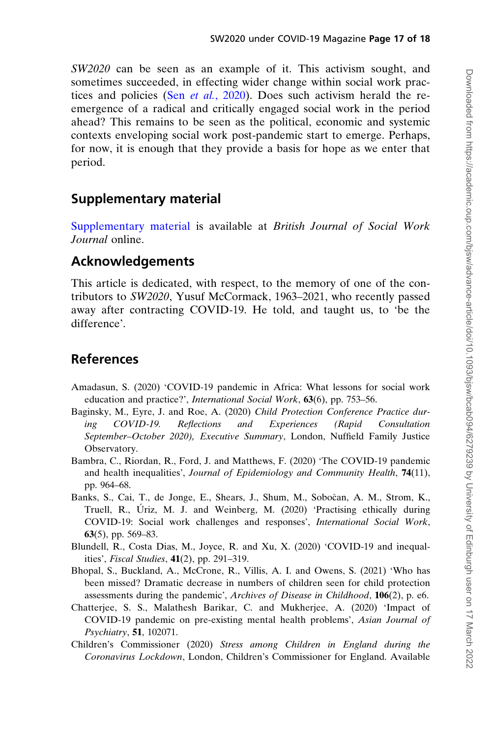*SW2020* can be seen as an example of it. This activism sought, and sometimes succeeded, in effecting wider change within social work practices and policies (Sen *et al.*, 2020). Does such activism herald the re-emergence of a radical and critically engaged social work in the period ahead? This remains to be seen as the political, economic and systemic contexts enveloping social work post-pandemic start to emerge. Perhaps, for now, it is enough that they provide a basis for hope as we enter that period.

## Supplementary material

Supplementary material is available at *British Journal of Social Work Journal* online.

## Acknowledgements

This article is dedicated, with respect, to the memory of one of the contributors to *SW2020*, Yusuf McCormack, 1963–2021, who recently passed away after contracting COVID-19. He told, and taught us, to 'be the difference'.

## References

Amadasun, S. (2020) 'COVID-19 pandemic in Africa: What lessons for social work education and practice?', *International Social Work*, **63**(6), pp. 753–56.

Baginsky, M., Eyre, J. and Roe, A. (2020) *Child Protection Conference Practice during COVID-19. Reflections and Experiences (Rapid Consultation September–October 2020), Executive Summary*, London, Nuffield Family Justice Observatory.

Bambra, C., Riordan, R., Ford, J. and Matthews, F. (2020) 'The COVID-19 pandemic and health inequalities', *Journal of Epidemiology and Community Health*, **74**(11), pp. 964–68.

Banks, S., Cai, T., de Jonge, E., Shears, J., Shum, M., Sobočan, A. M., Strom, K., Truell, R., Úriz, M. J. and Weinberg, M. (2020) 'Practising ethically during COVID-19: Social work challenges and responses', *International Social Work*, **63**(5), pp. 569–83.

Blundell, R., Costa Dias, M., Joyce, R. and Xu, X. (2020) 'COVID-19 and inequalities', *Fiscal Studies*, **41**(2), pp. 291–319.

Bhopal, S., Buckland, A., McCrone, R., Villis, A. I. and Owens, S. (2021) 'Who has been missed? Dramatic decrease in numbers of children seen for child protection assessments during the pandemic', *Archives of Disease in Childhood*, **106**(2), p. e6.

Chatterjee, S. S., Malathesh Barikar, C. and Mukherjee, A. (2020) 'Impact of COVID-19 pandemic on pre-existing mental health problems', *Asian Journal of Psychiatry*, **51**, 102071.

Children's Commissioner (2020) *Stress among Children in England during the Coronavirus Lockdown*, London, Children's Commissioner for England. Available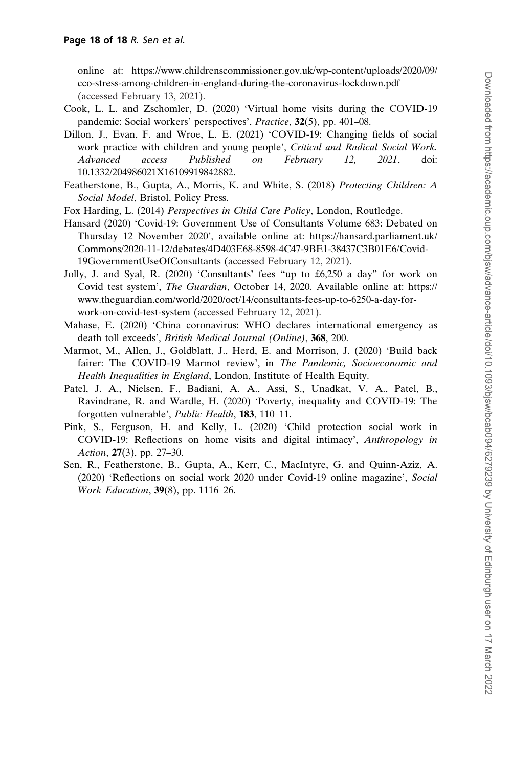online at: https://www.childrenscommissioner.gov.uk/wp-content/uploads/2020/09/cco-stress-among-children-in-england-during-the-coronavirus-lockdown.pdf (accessed February 13, 2021).

Cook, L. L. and Zschomler, D. (2020) 'Virtual home visits during the COVID-19 pandemic: Social workers' perspectives', *Practice*, **32**(5), pp. 401–08.

Dillon, J., Evan, F. and Wroe, L. E. (2021) 'COVID-19: Changing fields of social work practice with children and young people', *Critical and Radical Social Work. Advanced access Published on February 12, 2021*, doi: 10.1332/204986021X16109919842882.

Featherstone, B., Gupta, A., Morris, K. and White, S. (2018) *Protecting Children: A Social Model*, Bristol, Policy Press.

Fox Harding, L. (2014) *Perspectives in Child Care Policy*, London, Routledge.

Hansard (2020) 'Covid-19: Government Use of Consultants Volume 683: Debated on Thursday 12 November 2020', available online at: https://hansard.parliament.uk/Commons/2020-11-12/debates/4D403E68-8598-4C47-9BE1-38437C3B01E6/Covid-19GovernmentUseOfConsultants (accessed February 12, 2021).

Jolly, J. and Syal, R. (2020) 'Consultants' fees "up to £6,250 a day" for work on Covid test system', *The Guardian*, October 14, 2020. Available online at: https://www.theguardian.com/world/2020/oct/14/consultants-fees-up-to-6250-a-day-for-work-on-covid-test-system (accessed February 12, 2021).

Mahase, E. (2020) 'China coronavirus: WHO declares international emergency as death toll exceeds', *British Medical Journal (Online)*, **368**, 200.

Marmot, M., Allen, J., Goldblatt, J., Herd, E. and Morrison, J. (2020) 'Build back fairer: The COVID-19 Marmot review', in *The Pandemic, Socioeconomic and Health Inequalities in England*, London, Institute of Health Equity.

Patel, J. A., Nielsen, F., Badiani, A. A., Assi, S., Unadkat, V. A., Patel, B., Ravindrane, R. and Wardle, H. (2020) 'Poverty, inequality and COVID-19: The forgotten vulnerable', *Public Health*, **183**, 110–11.

Pink, S., Ferguson, H. and Kelly, L. (2020) 'Child protection social work in COVID-19: Reflections on home visits and digital intimacy', *Anthropology in Action*, **27**(3), pp. 27–30.

Sen, R., Featherstone, B., Gupta, A., Kerr, C., MacIntyre, G. and Quinn-Aziz, A. (2020) 'Reflections on social work 2020 under Covid-19 online magazine', *Social Work Education*, **39**(8), pp. 1116–26.